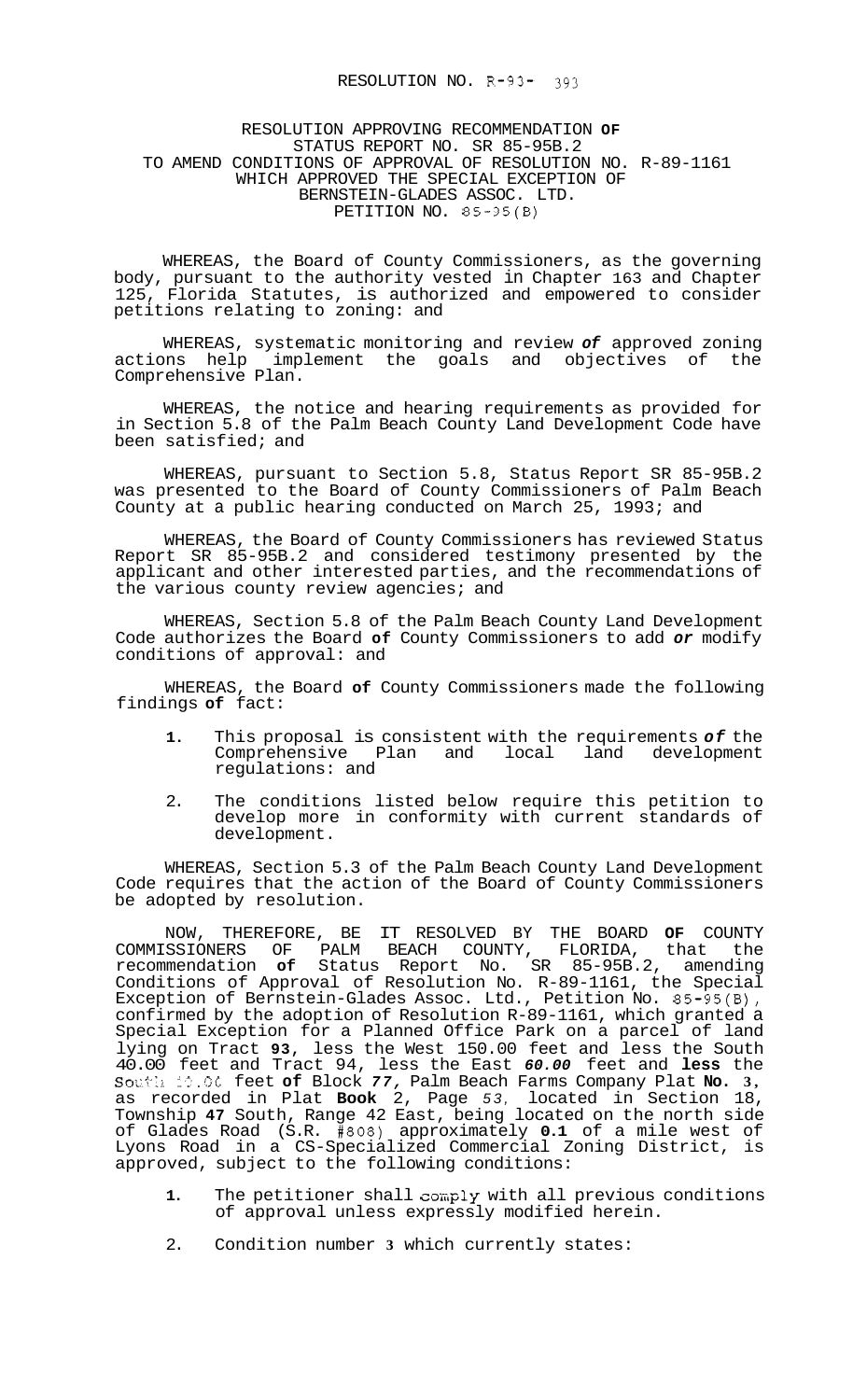RESOLUTION NO. R-93- 393

RESOLUTION APPROVING RECOMMENDATION **OF** STATUS REPORT NO. SR 85-95B.2 TO AMEND CONDITIONS OF APPROVAL OF RESOLUTION NO. R-89-1161 WHICH APPROVED THE SPECIAL EXCEPTION OF BERNSTEIN-GLADES ASSOC. LTD. PETITION NO. 85-95(B)

WHEREAS, the Board of County Commissioners, as the governing body, pursuant to the authority vested in Chapter 163 and Chapter 125, Florida Statutes, is authorized and empowered to consider petitions relating to zoning: and

WHEREAS, systematic monitoring and review ***of*** approved zoning actions help implement the goals and objectives of the Comprehensive Plan.

WHEREAS, the notice and hearing requirements as provided for in Section 5.8 of the Palm Beach County Land Development Code have been satisfied; and

WHEREAS, pursuant to Section 5.8, Status Report SR 85-95B.2 was presented to the Board of County Commissioners of Palm Beach County at a public hearing conducted on March 25, 1993; and

WHEREAS, the Board of County Commissioners has reviewed Status Report SR 85-95B.2 and considered testimony presented by the applicant and other interested parties, and the recommendations of the various county review agencies; and

WHEREAS, Section 5.8 of the Palm Beach County Land Development Code authorizes the Board **of** County Commissioners to add ***or*** modify conditions of approval: and

WHEREAS, the Board **of** County Commissioners made the following findings **of** fact:

1. This proposal is consistent with the requirements ***of*** the Comprehensive Plan and local land development regulations: and
2. The conditions listed below require this petition to develop more in conformity with current standards of development.

WHEREAS, Section 5.3 of the Palm Beach County Land Development Code requires that the action of the Board of County Commissioners be adopted by resolution.

NOW, THEREFORE, BE IT RESOLVED BY THE BOARD **OF** COUNTY COMMISSIONERS OF PALM BEACH COUNTY, FLORIDA, that the recommendation **of** Status Report No. SR 85-95B.2, amending Conditions of Approval of Resolution No. R-89-1161, the Special Exception of Bernstein-Glades Assoc. Ltd., Petition No. 85-95(B), confirmed by the adoption of Resolution R-89-1161, which granted a Special Exception for a Planned Office Park on a parcel of land lying on Tract **93**, less the West 150.00 feet and less the South 40.00 feet and Tract 94, less the East ***60.00*** feet and **less** the South 40.00 feet **of** Block ***77***, Palm Beach Farms Company Plat **No. 3**, as recorded in Plat **Book** 2, Page *53*, located in Section 18, Township **47** South, Range 42 East, being located on the north side of Glades Road (S.R. #808) approximately **0.1** of a mile west of Lyons Road in a CS-Specialized Commercial Zoning District, is approved, subject to the following conditions:

1. The petitioner shall comply with all previous conditions of approval unless expressly modified herein.
2. Condition number **3** which currently states: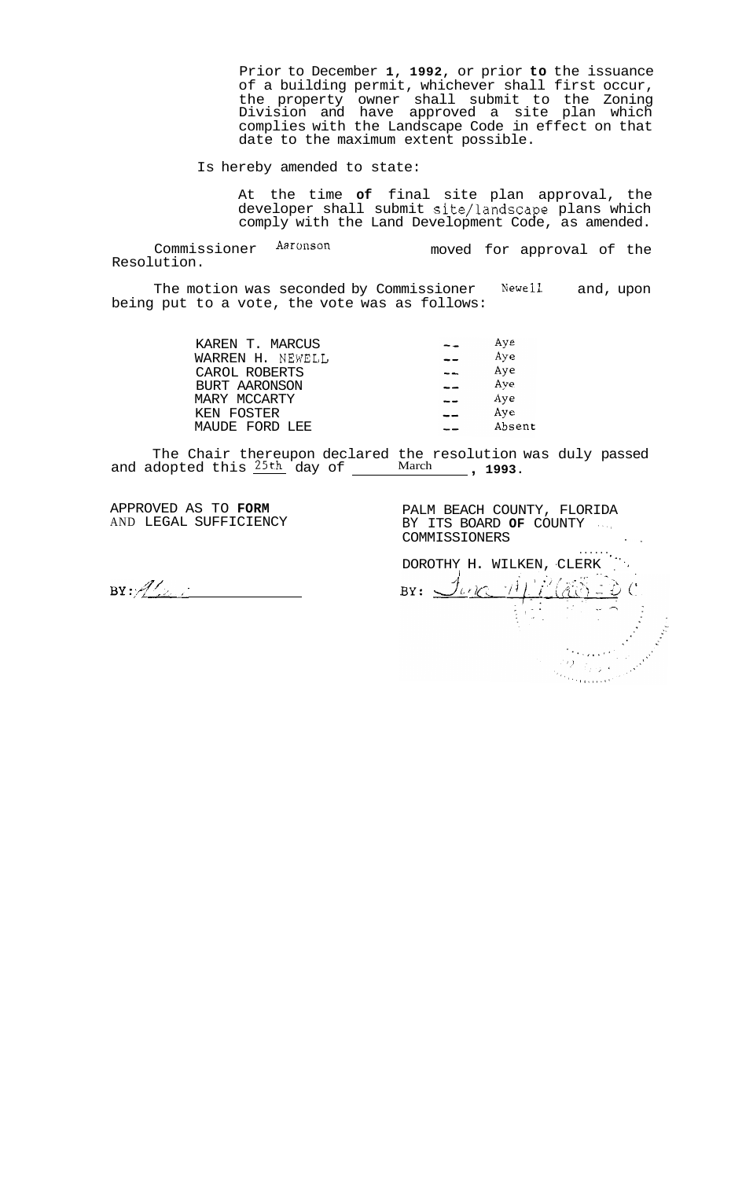Prior to December **1**, **1992**, or prior **to** the issuance of a building permit, whichever shall first occur, the property owner shall submit to the Zoning Division and have approved a site plan which complies with the Landscape Code in effect on that date to the maximum extent possible.

Is hereby amended to state:

At the time **of** final site plan approval, the developer shall submit site/landscape plans which comply with the Land Development Code, as amended.

Commissioner Aaronson moved for approval of the Resolution.

The motion was seconded by Commissioner Newell and, upon being put to a vote, the vote was as follows:

| | | |
|---|---|---|
| KAREN T. MARCUS | -- | Aye |
| WARREN H. NEWELL | -- | Aye |
| CAROL ROBERTS | -- | Aye |
| BURT AARONSON | -- | Aye |
| MARY MCCARTY | -- | Aye |
| KEN FOSTER | -- | Aye |
| MAUDE FORD LEE | -- | Absent |

The Chair thereupon declared the resolution was duly passed and adopted this 25th day of March, **1993**.

APPROVED AS TO **FORM**
AND LEGAL SUFFICIENCY

BY: ____________________

PALM BEACH COUNTY, FLORIDA
BY ITS BOARD **OF** COUNTY
COMMISSIONERS

DOROTHY H. WILKEN, CLERK

BY: ____________________